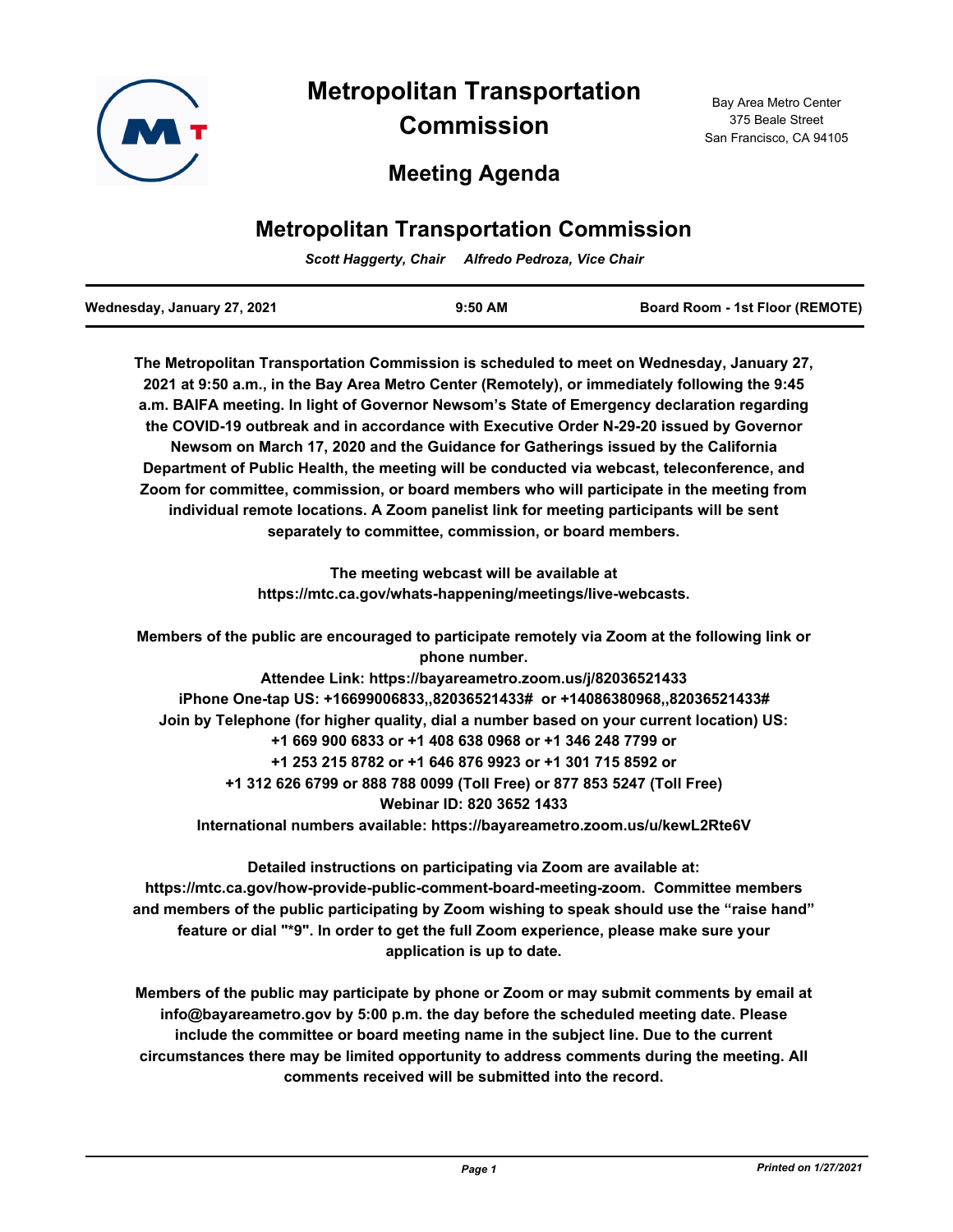# Metropolitan Transportation Commission

Bay Area Metro Center
375 Beale Street
San Francisco, CA 94105

## Meeting Agenda

## Metropolitan Transportation Commission

*Scott Haggerty, Chair     Alfredo Pedroza, Vice Chair*

| Wednesday, January 27, 2021 | 9:50 AM | Board Room - 1st Floor (REMOTE) |
|---|---|---|

**The Metropolitan Transportation Commission is scheduled to meet on Wednesday, January 27, 2021 at 9:50 a.m., in the Bay Area Metro Center (Remotely), or immediately following the 9:45 a.m. BAIFA meeting. In light of Governor Newsom's State of Emergency declaration regarding the COVID-19 outbreak and in accordance with Executive Order N-29-20 issued by Governor Newsom on March 17, 2020 and the Guidance for Gatherings issued by the California Department of Public Health, the meeting will be conducted via webcast, teleconference, and Zoom for committee, commission, or board members who will participate in the meeting from individual remote locations. A Zoom panelist link for meeting participants will be sent separately to committee, commission, or board members.**

**The meeting webcast will be available at https://mtc.ca.gov/whats-happening/meetings/live-webcasts.**

**Members of the public are encouraged to participate remotely via Zoom at the following link or phone number.**
**Attendee Link: https://bayareametro.zoom.us/j/82036521433**
**iPhone One-tap US: +16699006833,,82036521433# or +14086380968,,82036521433#**
**Join by Telephone (for higher quality, dial a number based on your current location) US:**
**+1 669 900 6833 or +1 408 638 0968 or +1 346 248 7799 or**
**+1 253 215 8782 or +1 646 876 9923 or +1 301 715 8592 or**
**+1 312 626 6799 or 888 788 0099 (Toll Free) or 877 853 5247 (Toll Free)**
**Webinar ID: 820 3652 1433**
**International numbers available: https://bayareametro.zoom.us/u/kewL2Rte6V**

**Detailed instructions on participating via Zoom are available at: https://mtc.ca.gov/how-provide-public-comment-board-meeting-zoom. Committee members and members of the public participating by Zoom wishing to speak should use the "raise hand" feature or dial "*9". In order to get the full Zoom experience, please make sure your application is up to date.**

**Members of the public may participate by phone or Zoom or may submit comments by email at info@bayareametro.gov by 5:00 p.m. the day before the scheduled meeting date. Please include the committee or board meeting name in the subject line. Due to the current circumstances there may be limited opportunity to address comments during the meeting. All comments received will be submitted into the record.**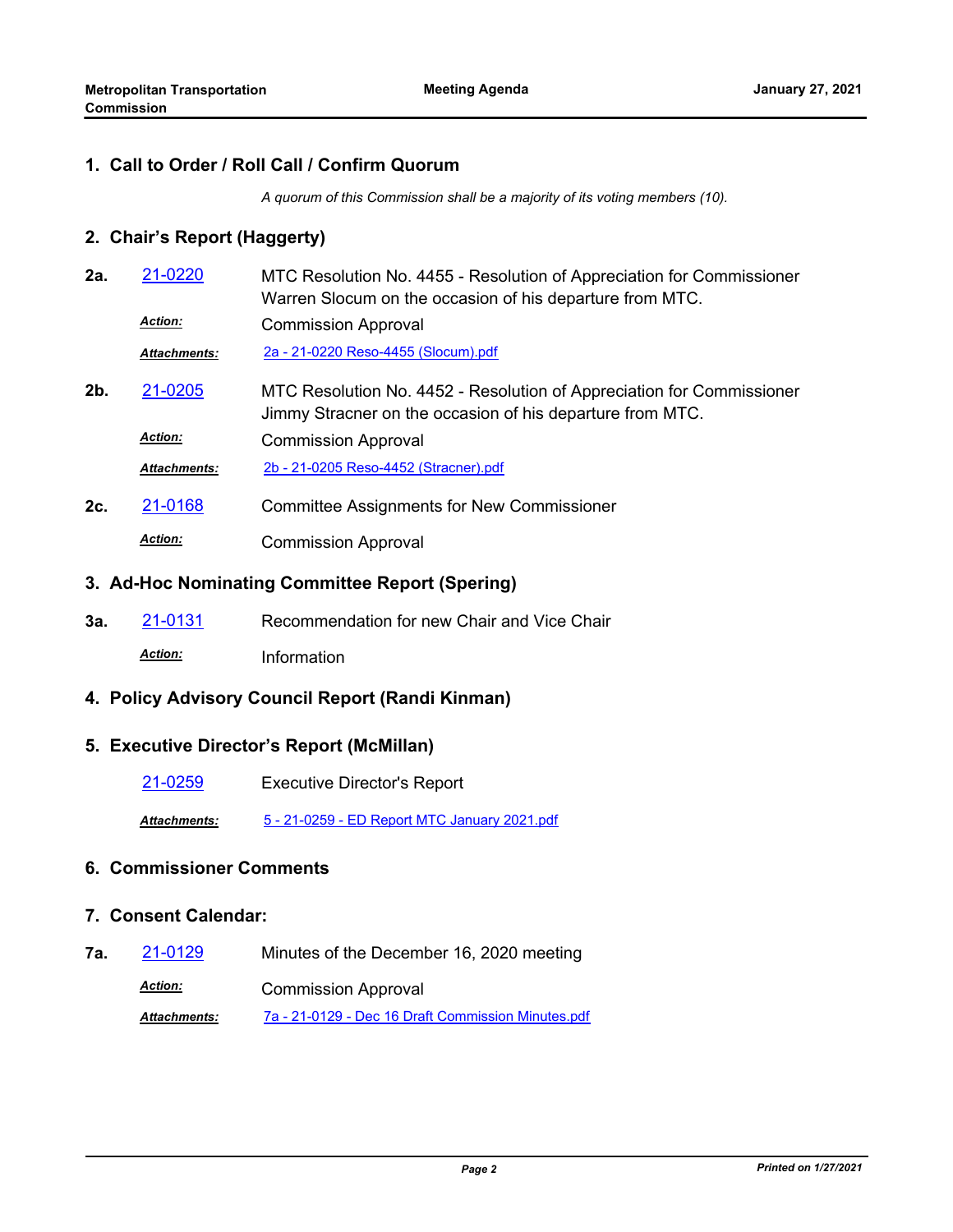## 1. Call to Order / Roll Call / Confirm Quorum

*A quorum of this Commission shall be a majority of its voting members (10).*

## 2. Chair's Report (Haggerty)

**2a.** 21-0220 MTC Resolution No. 4455 - Resolution of Appreciation for Commissioner Warren Slocum on the occasion of his departure from MTC.

***Action:*** Commission Approval

***Attachments:*** 2a - 21-0220 Reso-4455 (Slocum).pdf

**2b.** 21-0205 MTC Resolution No. 4452 - Resolution of Appreciation for Commissioner Jimmy Stracner on the occasion of his departure from MTC.

***Action:*** Commission Approval

***Attachments:*** 2b - 21-0205 Reso-4452 (Stracner).pdf

**2c.** 21-0168 Committee Assignments for New Commissioner

***Action:*** Commission Approval

## 3. Ad-Hoc Nominating Committee Report (Spering)

**3a.** 21-0131 Recommendation for new Chair and Vice Chair

***Action:*** Information

## 4. Policy Advisory Council Report (Randi Kinman)

## 5. Executive Director's Report (McMillan)

21-0259 Executive Director's Report

***Attachments:*** 5 - 21-0259 - ED Report MTC January 2021.pdf

## 6. Commissioner Comments

## 7. Consent Calendar:

**7a.** 21-0129 Minutes of the December 16, 2020 meeting

***Action:*** Commission Approval

***Attachments:*** 7a - 21-0129 - Dec 16 Draft Commission Minutes.pdf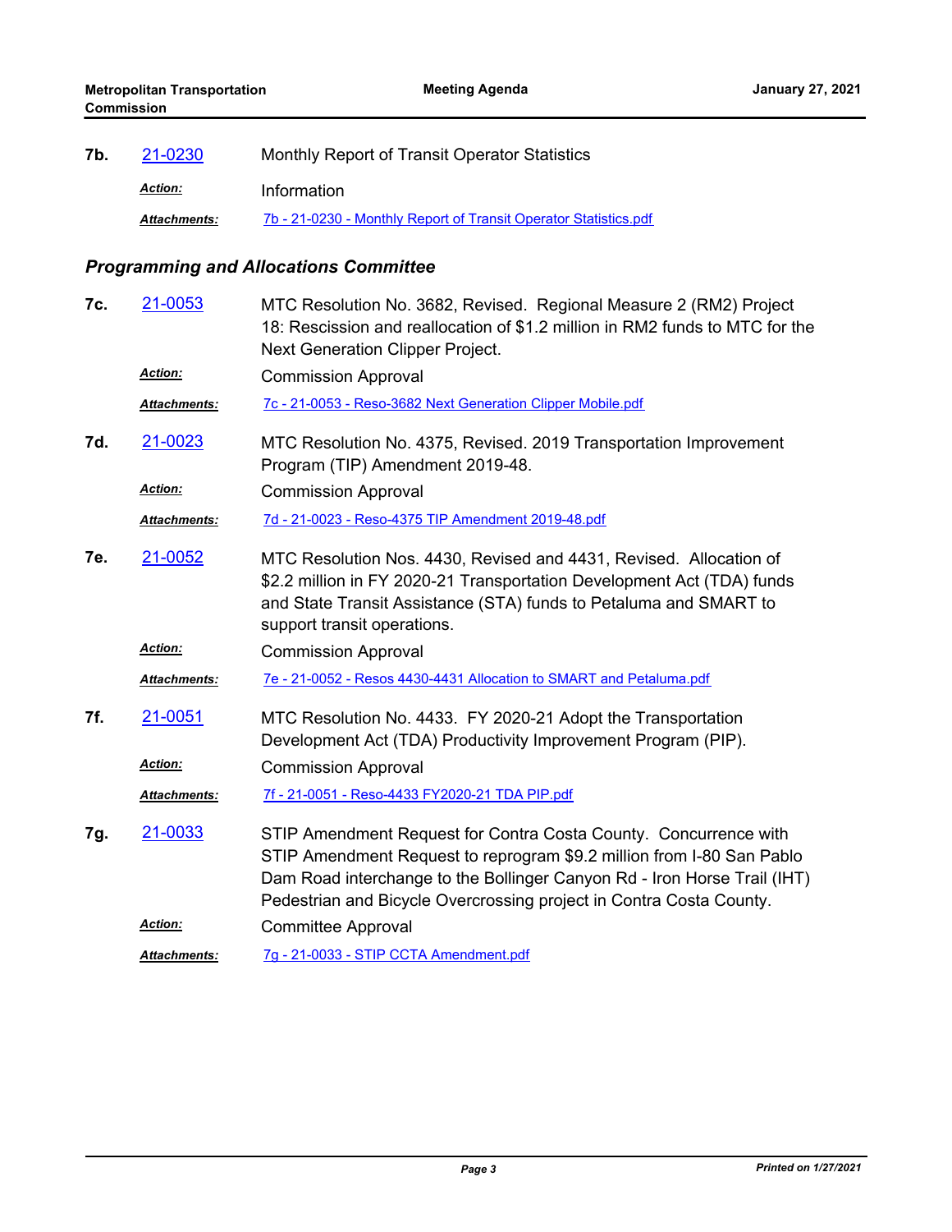**7b.** 21-0230 Monthly Report of Transit Operator Statistics

*Action:* Information

*Attachments:* 7b - 21-0230 - Monthly Report of Transit Operator Statistics.pdf

### *Programming and Allocations Committee*

**7c.** 21-0053 MTC Resolution No. 3682, Revised. Regional Measure 2 (RM2) Project 18: Rescission and reallocation of $1.2 million in RM2 funds to MTC for the Next Generation Clipper Project.

*Action:* Commission Approval

*Attachments:* 7c - 21-0053 - Reso-3682 Next Generation Clipper Mobile.pdf

**7d.** 21-0023 MTC Resolution No. 4375, Revised. 2019 Transportation Improvement Program (TIP) Amendment 2019-48.

*Action:* Commission Approval

*Attachments:* 7d - 21-0023 - Reso-4375 TIP Amendment 2019-48.pdf

**7e.** 21-0052 MTC Resolution Nos. 4430, Revised and 4431, Revised. Allocation of $2.2 million in FY 2020-21 Transportation Development Act (TDA) funds and State Transit Assistance (STA) funds to Petaluma and SMART to support transit operations.

*Action:* Commission Approval

*Attachments:* 7e - 21-0052 - Resos 4430-4431 Allocation to SMART and Petaluma.pdf

**7f.** 21-0051 MTC Resolution No. 4433. FY 2020-21 Adopt the Transportation Development Act (TDA) Productivity Improvement Program (PIP).

*Action:* Commission Approval

*Attachments:* 7f - 21-0051 - Reso-4433 FY2020-21 TDA PIP.pdf

**7g.** 21-0033 STIP Amendment Request for Contra Costa County. Concurrence with STIP Amendment Request to reprogram $9.2 million from I-80 San Pablo Dam Road interchange to the Bollinger Canyon Rd - Iron Horse Trail (IHT) Pedestrian and Bicycle Overcrossing project in Contra Costa County.

*Action:* Committee Approval

*Attachments:* 7g - 21-0033 - STIP CCTA Amendment.pdf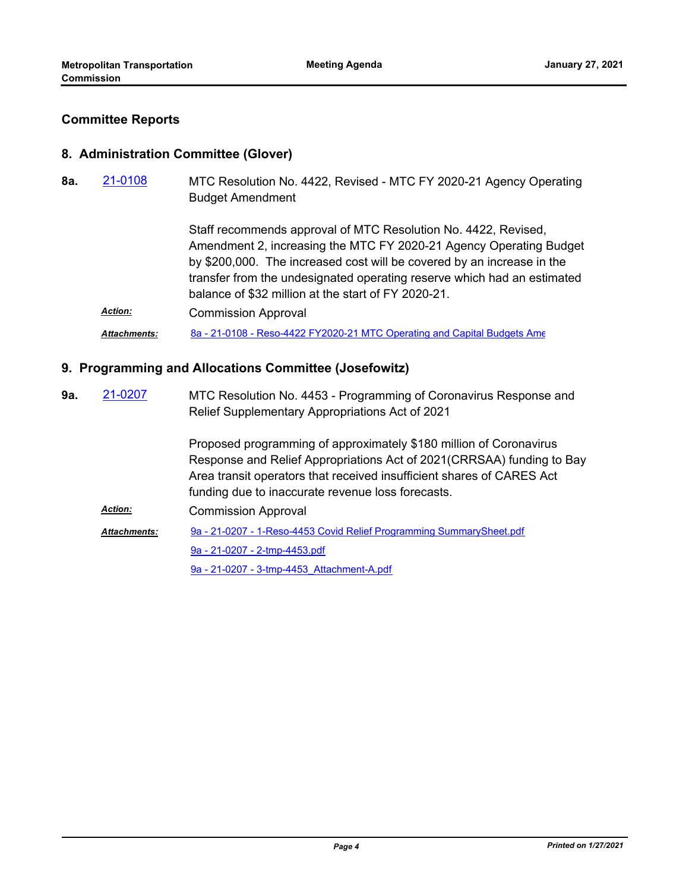## Committee Reports

### 8. Administration Committee (Glover)

**8a.** [21-0108](21-0108)

MTC Resolution No. 4422, Revised - MTC FY 2020-21 Agency Operating Budget Amendment

Staff recommends approval of MTC Resolution No. 4422, Revised, Amendment 2, increasing the MTC FY 2020-21 Agency Operating Budget by $200,000. The increased cost will be covered by an increase in the transfer from the undesignated operating reserve which had an estimated balance of $32 million at the start of FY 2020-21.

***Action:*** Commission Approval

***Attachments:*** 8a - 21-0108 - Reso-4422 FY2020-21 MTC Operating and Capital Budgets Ame

### 9. Programming and Allocations Committee (Josefowitz)

**9a.** [21-0207](21-0207)

MTC Resolution No. 4453 - Programming of Coronavirus Response and Relief Supplementary Appropriations Act of 2021

Proposed programming of approximately $180 million of Coronavirus Response and Relief Appropriations Act of 2021(CRRSAA) funding to Bay Area transit operators that received insufficient shares of CARES Act funding due to inaccurate revenue loss forecasts.

***Action:*** Commission Approval

***Attachments:*** 9a - 21-0207 - 1-Reso-4453 Covid Relief Programming SummarySheet.pdf

9a - 21-0207 - 2-tmp-4453.pdf

9a - 21-0207 - 3-tmp-4453_Attachment-A.pdf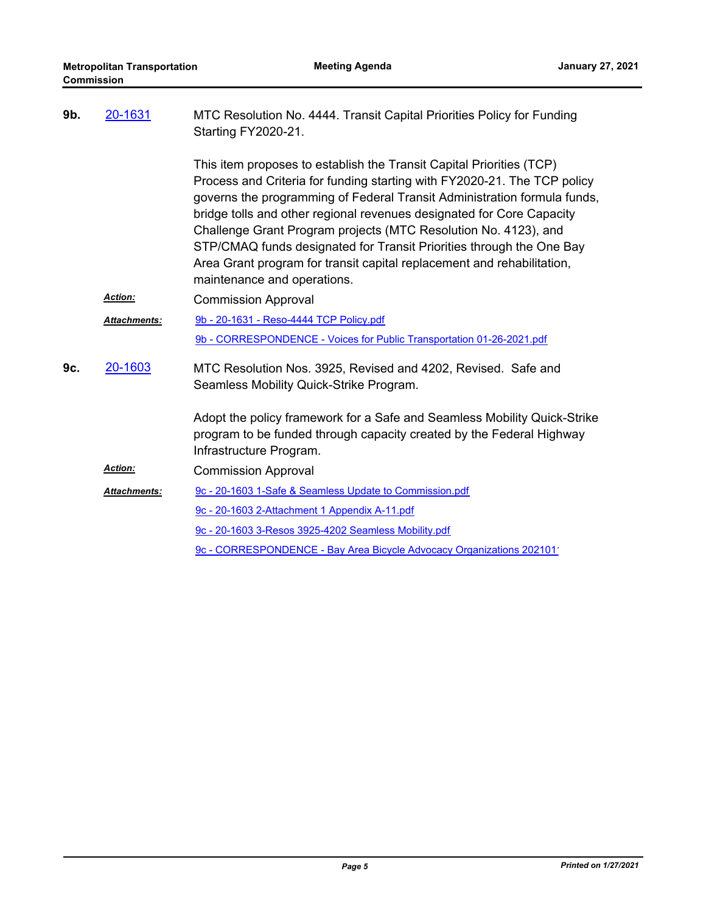**9b.** 20-1631 MTC Resolution No. 4444. Transit Capital Priorities Policy for Funding Starting FY2020-21.

This item proposes to establish the Transit Capital Priorities (TCP) Process and Criteria for funding starting with FY2020-21. The TCP policy governs the programming of Federal Transit Administration formula funds, bridge tolls and other regional revenues designated for Core Capacity Challenge Grant Program projects (MTC Resolution No. 4123), and STP/CMAQ funds designated for Transit Priorities through the One Bay Area Grant program for transit capital replacement and rehabilitation, maintenance and operations.

***Action:*** Commission Approval

***Attachments:*** 9b - 20-1631 - Reso-4444 TCP Policy.pdf

9b - CORRESPONDENCE - Voices for Public Transportation 01-26-2021.pdf

**9c.** 20-1603 MTC Resolution Nos. 3925, Revised and 4202, Revised. Safe and Seamless Mobility Quick-Strike Program.

Adopt the policy framework for a Safe and Seamless Mobility Quick-Strike program to be funded through capacity created by the Federal Highway Infrastructure Program.

***Action:*** Commission Approval

***Attachments:*** 9c - 20-1603 1-Safe & Seamless Update to Commission.pdf

9c - 20-1603 2-Attachment 1 Appendix A-11.pdf

9c - 20-1603 3-Resos 3925-4202 Seamless Mobility.pdf

9c - CORRESPONDENCE - Bay Area Bicycle Advocacy Organizations 202101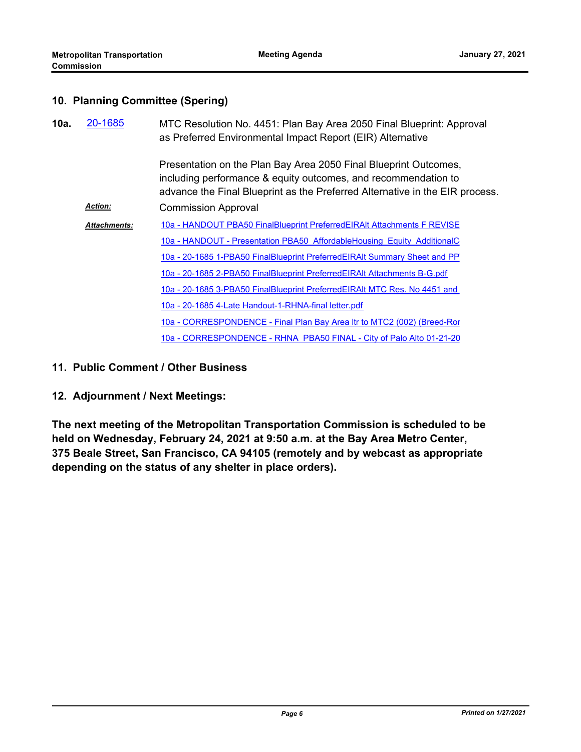## 10. Planning Committee (Spering)

**10a.** 20-1685 MTC Resolution No. 4451: Plan Bay Area 2050 Final Blueprint: Approval as Preferred Environmental Impact Report (EIR) Alternative

Presentation on the Plan Bay Area 2050 Final Blueprint Outcomes, including performance & equity outcomes, and recommendation to advance the Final Blueprint as the Preferred Alternative in the EIR process.

***Action:*** Commission Approval

***Attachments:***

- 10a - HANDOUT PBA50 FinalBlueprint PreferredEIRAlt Attachments F REVISE
- 10a - HANDOUT - Presentation PBA50_AffordableHousing_Equity_AdditionalC
- 10a - 20-1685 1-PBA50 FinalBlueprint PreferredEIRAlt Summary Sheet and PP
- 10a - 20-1685 2-PBA50 FinalBlueprint PreferredEIRAlt Attachments B-G.pdf
- 10a - 20-1685 3-PBA50 FinalBlueprint PreferredEIRAlt MTC Res. No 4451 and
- 10a - 20-1685 4-Late Handout-1-RHNA-final letter.pdf
- 10a - CORRESPONDENCE - Final Plan Bay Area ltr to MTC2 (002) (Breed-Ror
- 10a - CORRESPONDENCE - RHNA_PBA50 FINAL - City of Palo Alto 01-21-20

## 11. Public Comment / Other Business

## 12. Adjournment / Next Meetings:

**The next meeting of the Metropolitan Transportation Commission is scheduled to be held on Wednesday, February 24, 2021 at 9:50 a.m. at the Bay Area Metro Center, 375 Beale Street, San Francisco, CA 94105 (remotely and by webcast as appropriate depending on the status of any shelter in place orders).**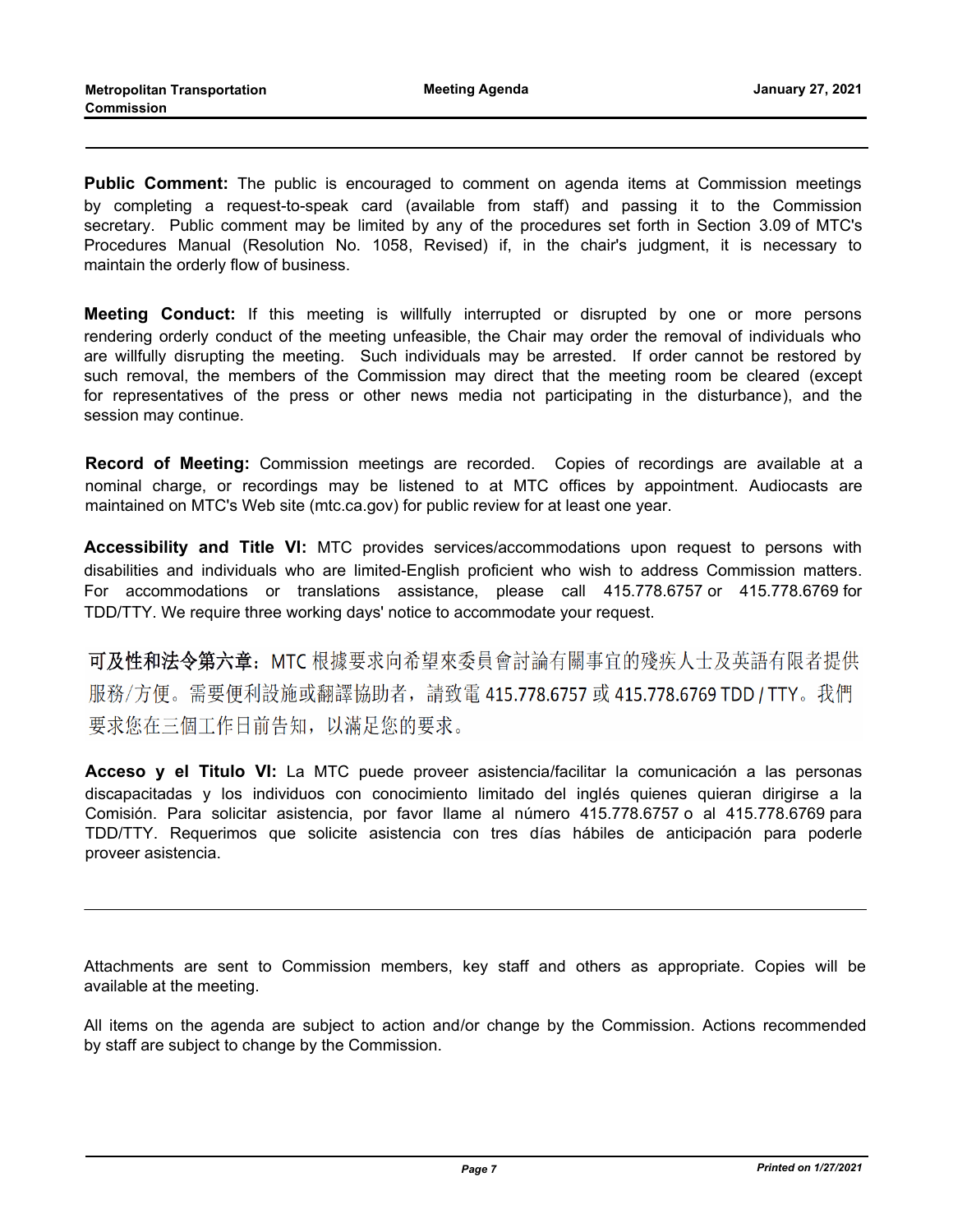**Public Comment:** The public is encouraged to comment on agenda items at Commission meetings by completing a request-to-speak card (available from staff) and passing it to the Commission secretary. Public comment may be limited by any of the procedures set forth in Section 3.09 of MTC's Procedures Manual (Resolution No. 1058, Revised) if, in the chair's judgment, it is necessary to maintain the orderly flow of business.

**Meeting Conduct:** If this meeting is willfully interrupted or disrupted by one or more persons rendering orderly conduct of the meeting unfeasible, the Chair may order the removal of individuals who are willfully disrupting the meeting. Such individuals may be arrested. If order cannot be restored by such removal, the members of the Commission may direct that the meeting room be cleared (except for representatives of the press or other news media not participating in the disturbance), and the session may continue.

**Record of Meeting:** Commission meetings are recorded. Copies of recordings are available at a nominal charge, or recordings may be listened to at MTC offices by appointment. Audiocasts are maintained on MTC's Web site (mtc.ca.gov) for public review for at least one year.

**Accessibility and Title VI:** MTC provides services/accommodations upon request to persons with disabilities and individuals who are limited-English proficient who wish to address Commission matters. For accommodations or translations assistance, please call 415.778.6757 or 415.778.6769 for TDD/TTY. We require three working days' notice to accommodate your request.

**可及性和法令第六章**：MTC 根據要求向希望來委員會討論有關事宜的殘疾人士及英語有限者提供服務/方便。需要便利設施或翻譯協助者，請致電 415.778.6757 或 415.778.6769 TDD / TTY。我們要求您在三個工作日前告知，以滿足您的要求。

**Acceso y el Titulo VI:** La MTC puede proveer asistencia/facilitar la comunicación a las personas discapacitadas y los individuos con conocimiento limitado del inglés quienes quieran dirigirse a la Comisión. Para solicitar asistencia, por favor llame al número 415.778.6757 o al 415.778.6769 para TDD/TTY. Requerimos que solicite asistencia con tres días hábiles de anticipación para poderle proveer asistencia.

---

Attachments are sent to Commission members, key staff and others as appropriate. Copies will be available at the meeting.

All items on the agenda are subject to action and/or change by the Commission. Actions recommended by staff are subject to change by the Commission.